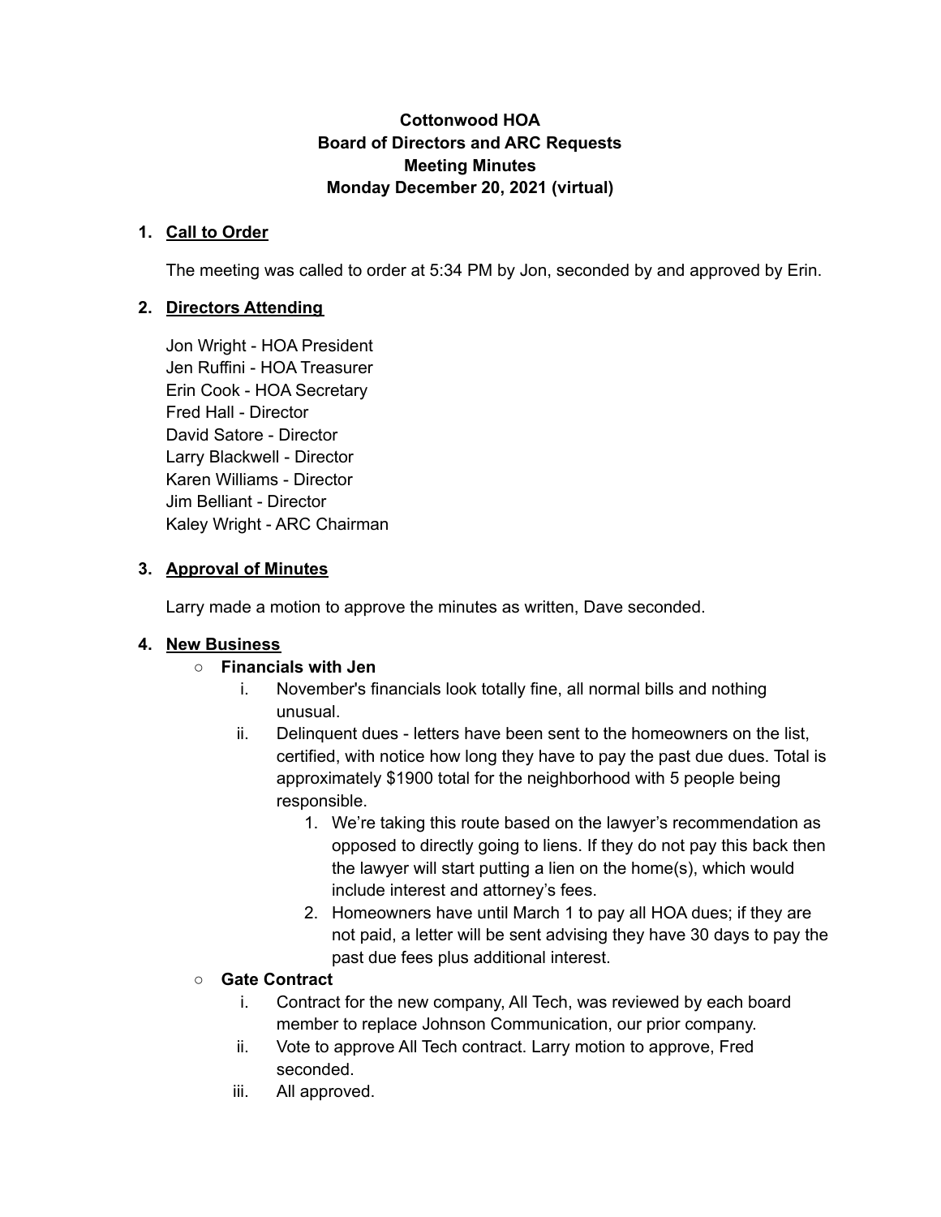**Cottonwood HOA**
**Board of Directors and ARC Requests**
**Meeting Minutes**
**Monday December 20, 2021 (virtual)**

1. **Call to Order**

   The meeting was called to order at 5:34 PM by Jon, seconded by and approved by Erin.

2. **Directors Attending**

   Jon Wright - HOA President
   Jen Ruffini - HOA Treasurer
   Erin Cook - HOA Secretary
   Fred Hall - Director
   David Satore - Director
   Larry Blackwell - Director
   Karen Williams - Director
   Jim Belliant - Director
   Kaley Wright - ARC Chairman

3. **Approval of Minutes**

   Larry made a motion to approve the minutes as written, Dave seconded.

4. **New Business**
   - **Financials with Jen**
     i. November's financials look totally fine, all normal bills and nothing unusual.
     ii. Delinquent dues - letters have been sent to the homeowners on the list, certified, with notice how long they have to pay the past due dues. Total is approximately $1900 total for the neighborhood with 5 people being responsible.
        1. We're taking this route based on the lawyer's recommendation as opposed to directly going to liens. If they do not pay this back then the lawyer will start putting a lien on the home(s), which would include interest and attorney's fees.
        2. Homeowners have until March 1 to pay all HOA dues; if they are not paid, a letter will be sent advising they have 30 days to pay the past due fees plus additional interest.
   - **Gate Contract**
     i. Contract for the new company, All Tech, was reviewed by each board member to replace Johnson Communication, our prior company.
     ii. Vote to approve All Tech contract. Larry motion to approve, Fred seconded.
     iii. All approved.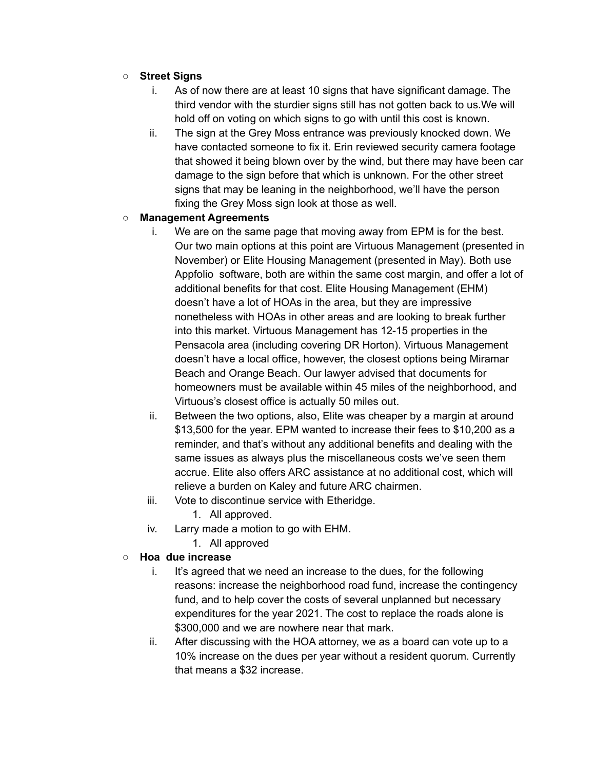- **Street Signs**
    i. As of now there are at least 10 signs that have significant damage. The third vendor with the sturdier signs still has not gotten back to us.We will hold off on voting on which signs to go with until this cost is known.
    ii. The sign at the Grey Moss entrance was previously knocked down. We have contacted someone to fix it. Erin reviewed security camera footage that showed it being blown over by the wind, but there may have been car damage to the sign before that which is unknown. For the other street signs that may be leaning in the neighborhood, we'll have the person fixing the Grey Moss sign look at those as well.
- **Management Agreements**
    i. We are on the same page that moving away from EPM is for the best. Our two main options at this point are Virtuous Management (presented in November) or Elite Housing Management (presented in May). Both use Appfolio software, both are within the same cost margin, and offer a lot of additional benefits for that cost. Elite Housing Management (EHM) doesn't have a lot of HOAs in the area, but they are impressive nonetheless with HOAs in other areas and are looking to break further into this market. Virtuous Management has 12-15 properties in the Pensacola area (including covering DR Horton). Virtuous Management doesn't have a local office, however, the closest options being Miramar Beach and Orange Beach. Our lawyer advised that documents for homeowners must be available within 45 miles of the neighborhood, and Virtuous's closest office is actually 50 miles out.
    ii. Between the two options, also, Elite was cheaper by a margin at around $13,500 for the year. EPM wanted to increase their fees to $10,200 as a reminder, and that's without any additional benefits and dealing with the same issues as always plus the miscellaneous costs we've seen them accrue. Elite also offers ARC assistance at no additional cost, which will relieve a burden on Kaley and future ARC chairmen.
    iii. Vote to discontinue service with Etheridge.
        1. All approved.
    iv. Larry made a motion to go with EHM.
        1. All approved
- **Hoa due increase**
    i. It's agreed that we need an increase to the dues, for the following reasons: increase the neighborhood road fund, increase the contingency fund, and to help cover the costs of several unplanned but necessary expenditures for the year 2021. The cost to replace the roads alone is $300,000 and we are nowhere near that mark.
    ii. After discussing with the HOA attorney, we as a board can vote up to a 10% increase on the dues per year without a resident quorum. Currently that means a $32 increase.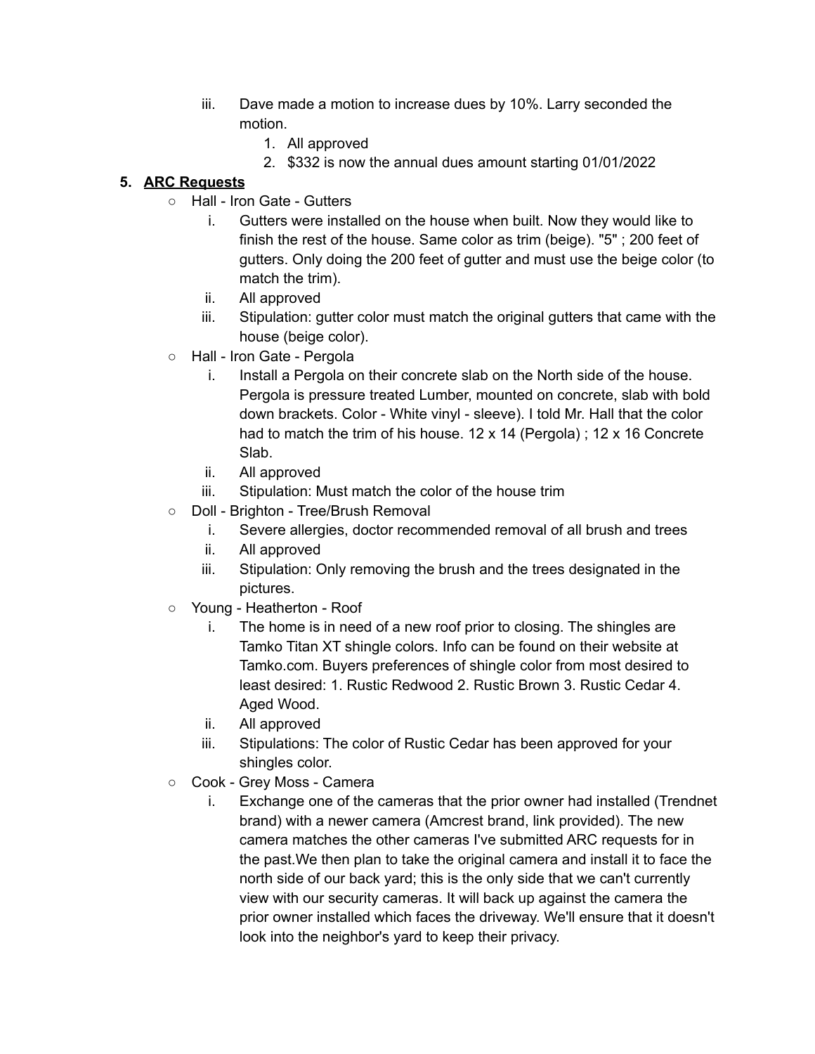iii. Dave made a motion to increase dues by 10%. Larry seconded the motion.
        1. All approved
        2. $332 is now the annual dues amount starting 01/01/2022

5. **ARC Requests**

- Hall - Iron Gate - Gutters
    i. Gutters were installed on the house when built. Now they would like to finish the rest of the house. Same color as trim (beige). "5" ; 200 feet of gutters. Only doing the 200 feet of gutter and must use the beige color (to match the trim).
    ii. All approved
    iii. Stipulation: gutter color must match the original gutters that came with the house (beige color).
- Hall - Iron Gate - Pergola
    i. Install a Pergola on their concrete slab on the North side of the house. Pergola is pressure treated Lumber, mounted on concrete, slab with bold down brackets. Color - White vinyl - sleeve). I told Mr. Hall that the color had to match the trim of his house. 12 x 14 (Pergola) ; 12 x 16 Concrete Slab.
    ii. All approved
    iii. Stipulation: Must match the color of the house trim
- Doll - Brighton - Tree/Brush Removal
    i. Severe allergies, doctor recommended removal of all brush and trees
    ii. All approved
    iii. Stipulation: Only removing the brush and the trees designated in the pictures.
- Young - Heatherton - Roof
    i. The home is in need of a new roof prior to closing. The shingles are Tamko Titan XT shingle colors. Info can be found on their website at Tamko.com. Buyers preferences of shingle color from most desired to least desired: 1. Rustic Redwood 2. Rustic Brown 3. Rustic Cedar 4. Aged Wood.
    ii. All approved
    iii. Stipulations: The color of Rustic Cedar has been approved for your shingles color.
- Cook - Grey Moss - Camera
    i. Exchange one of the cameras that the prior owner had installed (Trendnet brand) with a newer camera (Amcrest brand, link provided). The new camera matches the other cameras I've submitted ARC requests for in the past.We then plan to take the original camera and install it to face the north side of our back yard; this is the only side that we can't currently view with our security cameras. It will back up against the camera the prior owner installed which faces the driveway. We'll ensure that it doesn't look into the neighbor's yard to keep their privacy.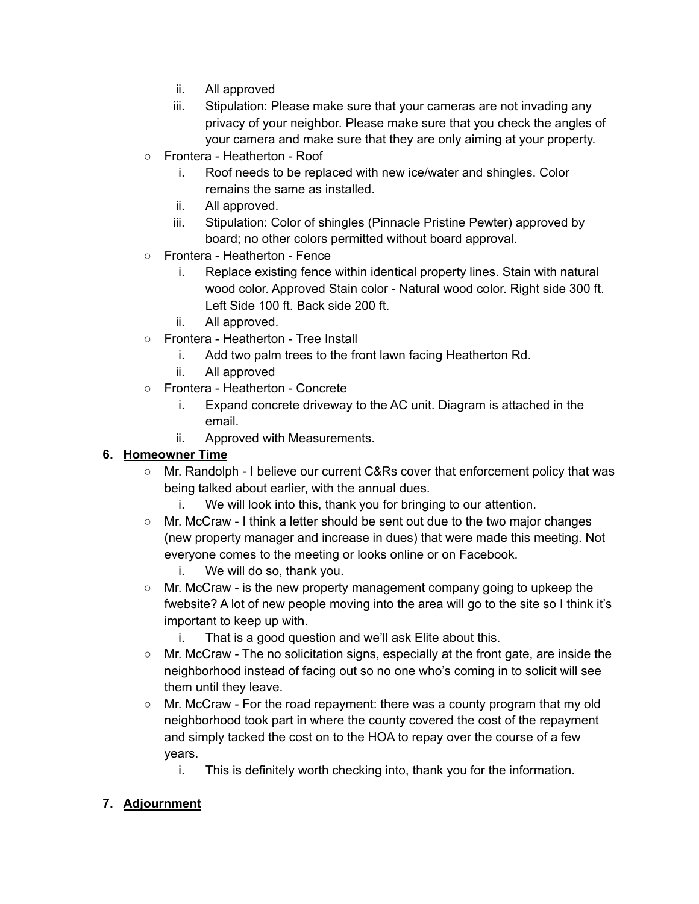ii. All approved
        iii. Stipulation: Please make sure that your cameras are not invading any privacy of your neighbor. Please make sure that you check the angles of your camera and make sure that they are only aiming at your property.
    - Frontera - Heatherton - Roof
        i. Roof needs to be replaced with new ice/water and shingles. Color remains the same as installed.
        ii. All approved.
        iii. Stipulation: Color of shingles (Pinnacle Pristine Pewter) approved by board; no other colors permitted without board approval.
    - Frontera - Heatherton - Fence
        i. Replace existing fence within identical property lines. Stain with natural wood color. Approved Stain color - Natural wood color. Right side 300 ft. Left Side 100 ft. Back side 200 ft.
        ii. All approved.
    - Frontera - Heatherton - Tree Install
        i. Add two palm trees to the front lawn facing Heatherton Rd.
        ii. All approved
    - Frontera - Heatherton - Concrete
        i. Expand concrete driveway to the AC unit. Diagram is attached in the email.
        ii. Approved with Measurements.

6. **Homeowner Time**
    - Mr. Randolph - I believe our current C&Rs cover that enforcement policy that was being talked about earlier, with the annual dues.
        i. We will look into this, thank you for bringing to our attention.
    - Mr. McCraw - I think a letter should be sent out due to the two major changes (new property manager and increase in dues) that were made this meeting. Not everyone comes to the meeting or looks online or on Facebook.
        i. We will do so, thank you.
    - Mr. McCraw - is the new property management company going to upkeep the fwebsite? A lot of new people moving into the area will go to the site so I think it's important to keep up with.
        i. That is a good question and we'll ask Elite about this.
    - Mr. McCraw - The no solicitation signs, especially at the front gate, are inside the neighborhood instead of facing out so no one who's coming in to solicit will see them until they leave.
    - Mr. McCraw - For the road repayment: there was a county program that my old neighborhood took part in where the county covered the cost of the repayment and simply tacked the cost on to the HOA to repay over the course of a few years.
        i. This is definitely worth checking into, thank you for the information.

7. **Adjournment**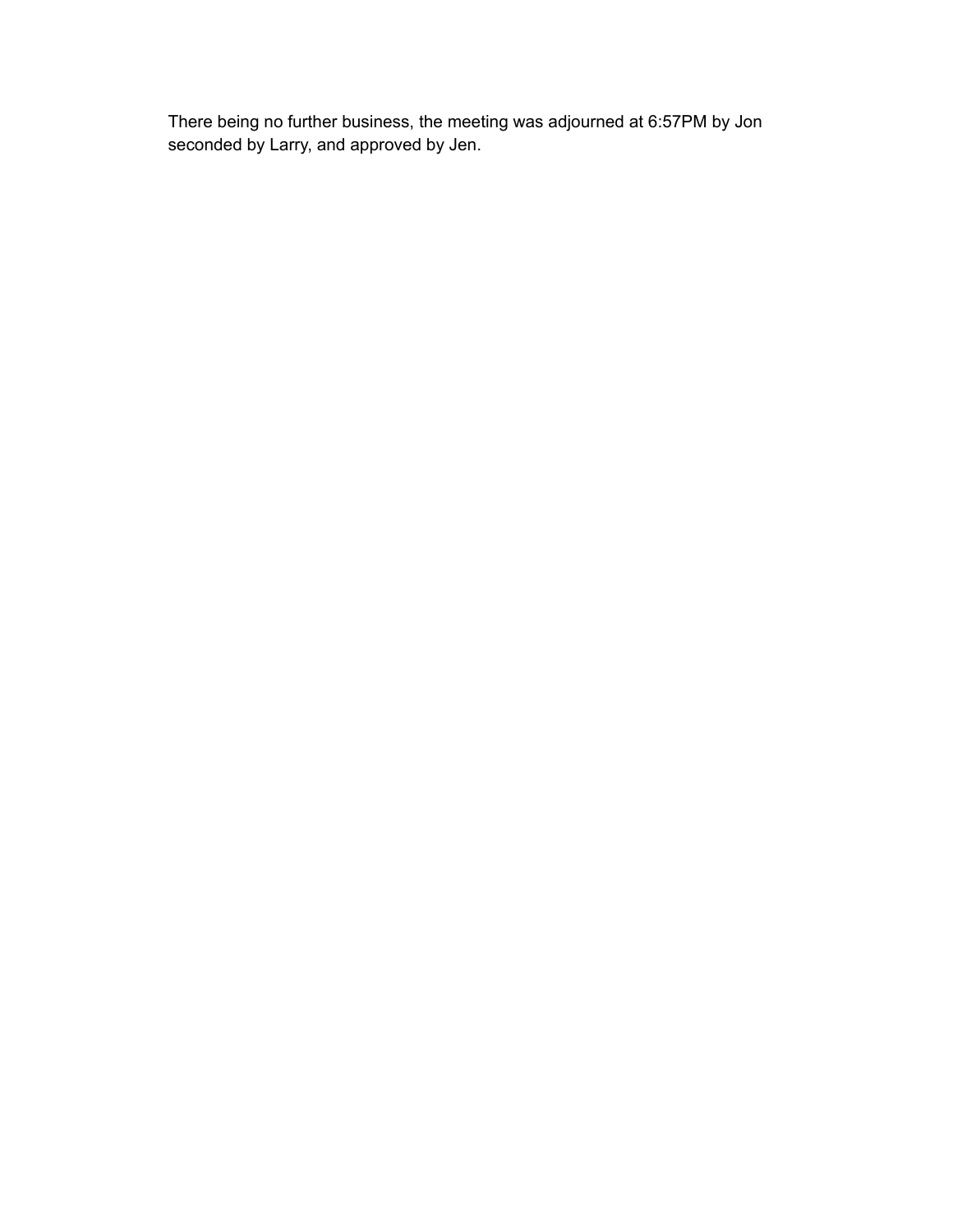There being no further business, the meeting was adjourned at 6:57PM by Jon seconded by Larry, and approved by Jen.